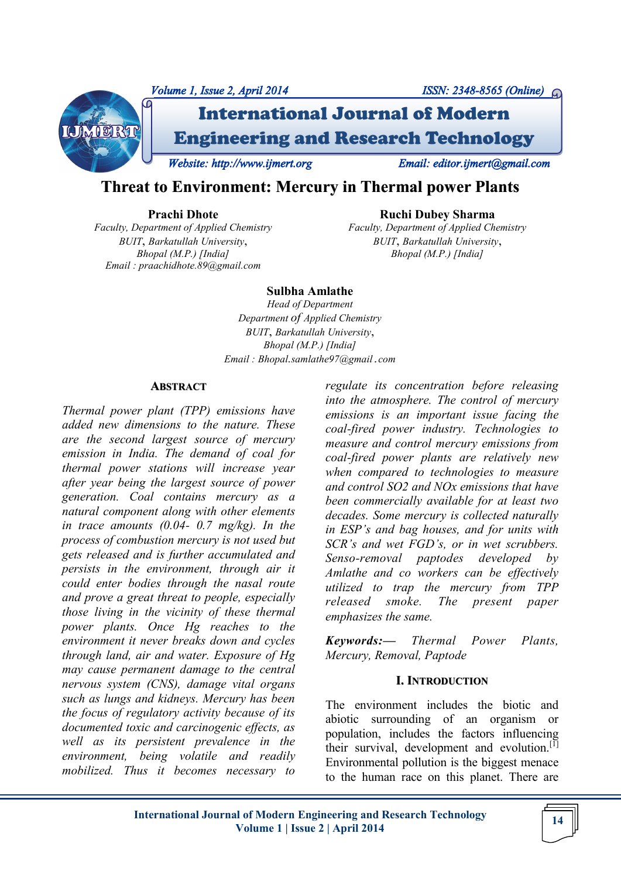# Threat to Environment: Mercury in Thermal power Plants

**Prachi Dhote**
*Faculty, Department of Applied Chemistry*
*BUIT, Barkatullah University,*
*Bhopal (M.P.) [India]*
*Email : praachidhote.89@gmail.com*

**Ruchi Dubey Sharma**
*Faculty, Department of Applied Chemistry*
*BUIT, Barkatullah University,*
*Bhopal (M.P.) [India]*

**Sulbha Amlathe**
*Head of Department*
*Department of Applied Chemistry*
*BUIT, Barkatullah University,*
*Bhopal (M.P.) [India]*
*Email : Bhopal.samlathe97@gmail.com*

## ABSTRACT

*Thermal power plant (TPP) emissions have added new dimensions to the nature. These are the second largest source of mercury emission in India. The demand of coal for thermal power stations will increase year after year being the largest source of power generation. Coal contains mercury as a natural component along with other elements in trace amounts (0.04- 0.7 mg/kg). In the process of combustion mercury is not used but gets released and is further accumulated and persists in the environment, through air it could enter bodies through the nasal route and prove a great threat to people, especially those living in the vicinity of these thermal power plants. Once Hg reaches to the environment it never breaks down and cycles through land, air and water. Exposure of Hg may cause permanent damage to the central nervous system (CNS), damage vital organs such as lungs and kidneys. Mercury has been the focus of regulatory activity because of its documented toxic and carcinogenic effects, as well as its persistent prevalence in the environment, being volatile and readily mobilized. Thus it becomes necessary to regulate its concentration before releasing into the atmosphere. The control of mercury emissions is an important issue facing the coal-fired power industry. Technologies to measure and control mercury emissions from coal-fired power plants are relatively new when compared to technologies to measure and control SO2 and NOx emissions that have been commercially available for at least two decades. Some mercury is collected naturally in ESP's and bag houses, and for units with SCR's and wet FGD's, or in wet scrubbers. Senso-removal paptodes developed by Amlathe and co workers can be effectively utilized to trap the mercury from TPP released smoke. The present paper emphasizes the same.*

***Keywords:—*** *Thermal Power Plants, Mercury, Removal, Paptode*

## I. INTRODUCTION

The environment includes the biotic and abiotic surrounding of an organism or population, includes the factors influencing their survival, development and evolution.[1] Environmental pollution is the biggest menace to the human race on this planet. There are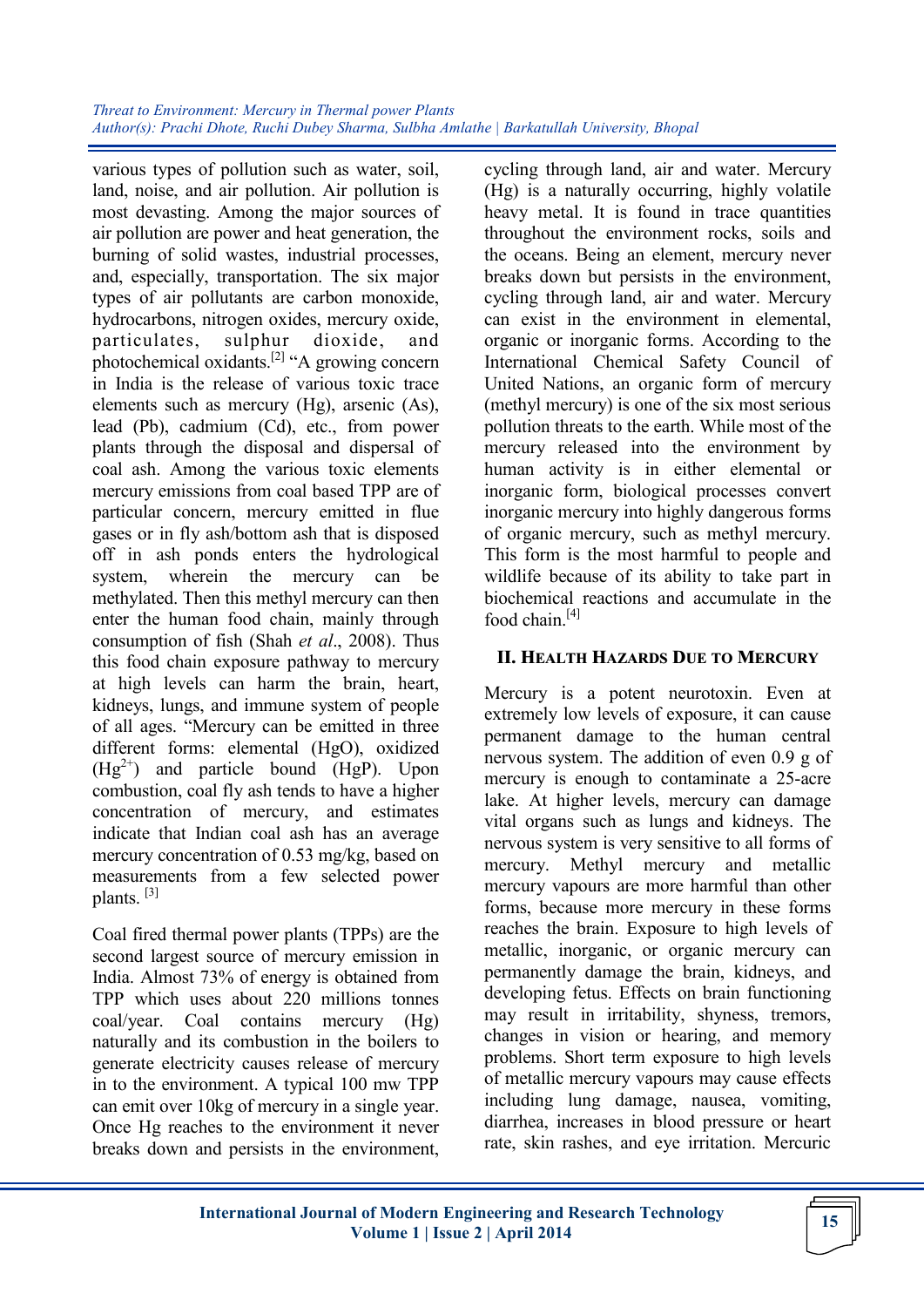various types of pollution such as water, soil, land, noise, and air pollution. Air pollution is most devasting. Among the major sources of air pollution are power and heat generation, the burning of solid wastes, industrial processes, and, especially, transportation. The six major types of air pollutants are carbon monoxide, hydrocarbons, nitrogen oxides, mercury oxide, particulates, sulphur dioxide, and photochemical oxidants.[2] "A growing concern in India is the release of various toxic trace elements such as mercury (Hg), arsenic (As), lead (Pb), cadmium (Cd), etc., from power plants through the disposal and dispersal of coal ash. Among the various toxic elements mercury emissions from coal based TPP are of particular concern, mercury emitted in flue gases or in fly ash/bottom ash that is disposed off in ash ponds enters the hydrological system, wherein the mercury can be methylated. Then this methyl mercury can then enter the human food chain, mainly through consumption of fish (Shah *et al*., 2008). Thus this food chain exposure pathway to mercury at high levels can harm the brain, heart, kidneys, lungs, and immune system of people of all ages. "Mercury can be emitted in three different forms: elemental (HgO), oxidized ($Hg^{2+}$) and particle bound (HgP). Upon combustion, coal fly ash tends to have a higher concentration of mercury, and estimates indicate that Indian coal ash has an average mercury concentration of 0.53 mg/kg, based on measurements from a few selected power plants. [3]

Coal fired thermal power plants (TPPs) are the second largest source of mercury emission in India. Almost 73% of energy is obtained from TPP which uses about 220 millions tonnes coal/year. Coal contains mercury (Hg) naturally and its combustion in the boilers to generate electricity causes release of mercury in to the environment. A typical 100 mw TPP can emit over 10kg of mercury in a single year. Once Hg reaches to the environment it never breaks down and persists in the environment, cycling through land, air and water. Mercury (Hg) is a naturally occurring, highly volatile heavy metal. It is found in trace quantities throughout the environment rocks, soils and the oceans. Being an element, mercury never breaks down but persists in the environment, cycling through land, air and water. Mercury can exist in the environment in elemental, organic or inorganic forms. According to the International Chemical Safety Council of United Nations, an organic form of mercury (methyl mercury) is one of the six most serious pollution threats to the earth. While most of the mercury released into the environment by human activity is in either elemental or inorganic form, biological processes convert inorganic mercury into highly dangerous forms of organic mercury, such as methyl mercury. This form is the most harmful to people and wildlife because of its ability to take part in biochemical reactions and accumulate in the food chain.[4]

## II. Health Hazards Due to Mercury

Mercury is a potent neurotoxin. Even at extremely low levels of exposure, it can cause permanent damage to the human central nervous system. The addition of even 0.9 g of mercury is enough to contaminate a 25-acre lake. At higher levels, mercury can damage vital organs such as lungs and kidneys. The nervous system is very sensitive to all forms of mercury. Methyl mercury and metallic mercury vapours are more harmful than other forms, because more mercury in these forms reaches the brain. Exposure to high levels of metallic, inorganic, or organic mercury can permanently damage the brain, kidneys, and developing fetus. Effects on brain functioning may result in irritability, shyness, tremors, changes in vision or hearing, and memory problems. Short term exposure to high levels of metallic mercury vapours may cause effects including lung damage, nausea, vomiting, diarrhea, increases in blood pressure or heart rate, skin rashes, and eye irritation. Mercuric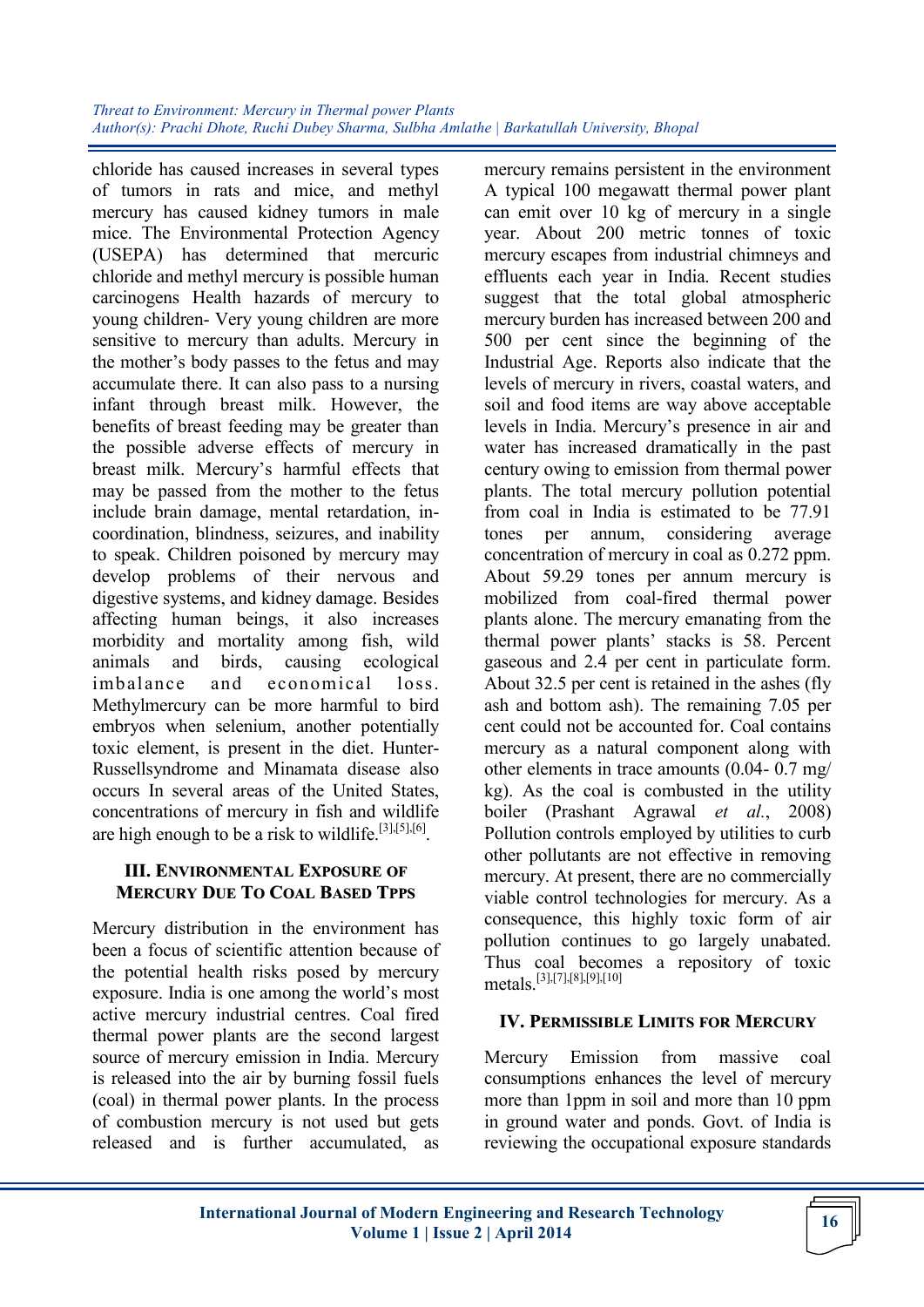chloride has caused increases in several types of tumors in rats and mice, and methyl mercury has caused kidney tumors in male mice. The Environmental Protection Agency (USEPA) has determined that mercuric chloride and methyl mercury is possible human carcinogens Health hazards of mercury to young children- Very young children are more sensitive to mercury than adults. Mercury in the mother's body passes to the fetus and may accumulate there. It can also pass to a nursing infant through breast milk. However, the benefits of breast feeding may be greater than the possible adverse effects of mercury in breast milk. Mercury's harmful effects that may be passed from the mother to the fetus include brain damage, mental retardation, incoordination, blindness, seizures, and inability to speak. Children poisoned by mercury may develop problems of their nervous and digestive systems, and kidney damage. Besides affecting human beings, it also increases morbidity and mortality among fish, wild animals and birds, causing ecological imbalance and economical loss. Methylmercury can be more harmful to bird embryos when selenium, another potentially toxic element, is present in the diet. Hunter-Russellsyndrome and Minamata disease also occurs In several areas of the United States, concentrations of mercury in fish and wildlife are high enough to be a risk to wildlife.[3],[5],[6].

### III. Environmental Exposure of Mercury Due To Coal Based TPPs

Mercury distribution in the environment has been a focus of scientific attention because of the potential health risks posed by mercury exposure. India is one among the world's most active mercury industrial centres. Coal fired thermal power plants are the second largest source of mercury emission in India. Mercury is released into the air by burning fossil fuels (coal) in thermal power plants. In the process of combustion mercury is not used but gets released and is further accumulated, as mercury remains persistent in the environment A typical 100 megawatt thermal power plant can emit over 10 kg of mercury in a single year. About 200 metric tonnes of toxic mercury escapes from industrial chimneys and effluents each year in India. Recent studies suggest that the total global atmospheric mercury burden has increased between 200 and 500 per cent since the beginning of the Industrial Age. Reports also indicate that the levels of mercury in rivers, coastal waters, and soil and food items are way above acceptable levels in India. Mercury's presence in air and water has increased dramatically in the past century owing to emission from thermal power plants. The total mercury pollution potential from coal in India is estimated to be 77.91 tones per annum, considering average concentration of mercury in coal as 0.272 ppm. About 59.29 tones per annum mercury is mobilized from coal-fired thermal power plants alone. The mercury emanating from the thermal power plants' stacks is 58. Percent gaseous and 2.4 per cent in particulate form. About 32.5 per cent is retained in the ashes (fly ash and bottom ash). The remaining 7.05 per cent could not be accounted for. Coal contains mercury as a natural component along with other elements in trace amounts (0.04- 0.7 mg/kg). As the coal is combusted in the utility boiler (Prashant Agrawal *et al.*, 2008) Pollution controls employed by utilities to curb other pollutants are not effective in removing mercury. At present, there are no commercially viable control technologies for mercury. As a consequence, this highly toxic form of air pollution continues to go largely unabated. Thus coal becomes a repository of toxic metals.[3],[7],[8],[9],[10]

### IV. Permissible Limits for Mercury

Mercury Emission from massive coal consumptions enhances the level of mercury more than 1ppm in soil and more than 10 ppm in ground water and ponds. Govt. of India is reviewing the occupational exposure standards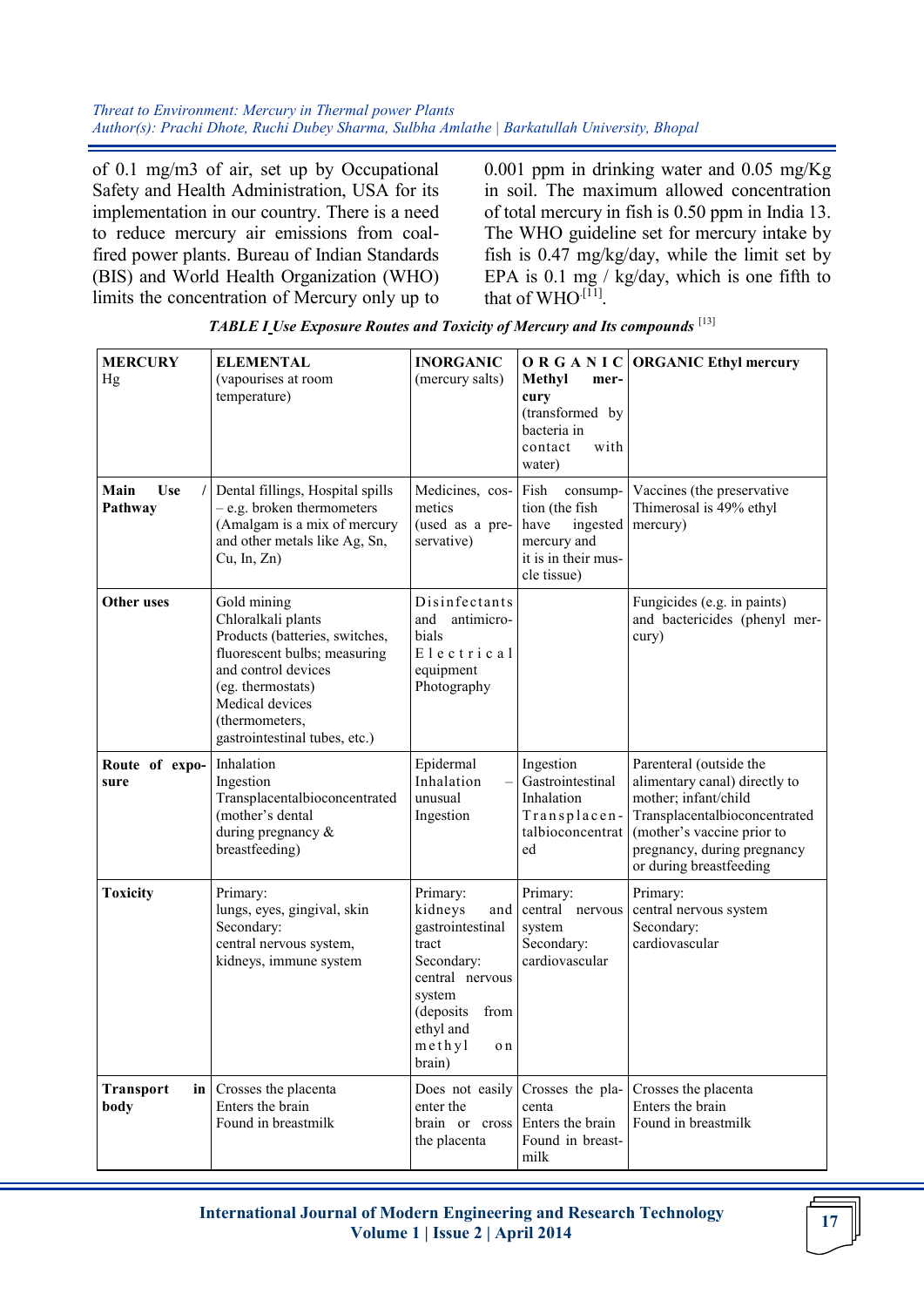of 0.1 mg/m3 of air, set up by Occupational Safety and Health Administration, USA for its implementation in our country. There is a need to reduce mercury air emissions from coal-fired power plants. Bureau of Indian Standards (BIS) and World Health Organization (WHO) limits the concentration of Mercury only up to 0.001 ppm in drinking water and 0.05 mg/Kg in soil. The maximum allowed concentration of total mercury in fish is 0.50 ppm in India 13. The WHO guideline set for mercury intake by fish is 0.47 mg/kg/day, while the limit set by EPA is 0.1 mg / kg/day, which is one fifth to that of WHO [11].

***TABLE I Use Exposure Routes and Toxicity of Mercury and Its compounds*** [13]

| **MERCURY** Hg | **ELEMENTAL** (vapourises at room temperature) | **INORGANIC** (mercury salts) | **ORGANIC Methyl mercury** (transformed by bacteria in contact with water) | **ORGANIC Ethyl mercury** |
|---|---|---|---|---|
| **Main Use / Pathway** | Dental fillings, Hospital spills – e.g. broken thermometers (Amalgam is a mix of mercury and other metals like Ag, Sn, Cu, In, Zn) | Medicines, cosmetics (used as a preservative) | Fish consumption (the fish have ingested mercury and it is in their muscle tissue) | Vaccines (the preservative Thimerosal is 49% ethyl mercury) |
| **Other uses** | Gold mining<br>Chloralkali plants<br>Products (batteries, switches, fluorescent bulbs; measuring and control devices (eg. thermostats)<br>Medical devices (thermometers, gastrointestinal tubes, etc.) | Disinfectants and antimicrobials<br>Electrical equipment<br>Photography | | Fungicides (e.g. in paints) and bactericides (phenyl mercury) |
| **Route of exposure** | Inhalation<br>Ingestion<br>Transplacentalbioconcentrated (mother's dental during pregnancy & breastfeeding) | Epidermal<br>Inhalation – unusual<br>Ingestion | Ingestion<br>Gastrointestinal<br>Inhalation<br>Transplacentalbioconcentrated | Parenteral (outside the alimentary canal) directly to mother; infant/child<br>Transplacentalbioconcentrated (mother's vaccine prior to pregnancy, during pregnancy or during breastfeeding) |
| **Toxicity** | Primary:<br>lungs, eyes, gingival, skin<br>Secondary:<br>central nervous system, kidneys, immune system | Primary:<br>kidneys and gastrointestinal tract<br>Secondary:<br>central nervous system (deposits from ethyl and methyl on brain) | Primary:<br>central nervous system<br>Secondary:<br>cardiovascular | Primary:<br>central nervous system<br>Secondary:<br>cardiovascular |
| **Transport in body** | Crosses the placenta<br>Enters the brain<br>Found in breastmilk | Does not easily enter the brain or cross the placenta | Crosses the placenta<br>Enters the brain<br>Found in breastmilk | Crosses the placenta<br>Enters the brain<br>Found in breastmilk |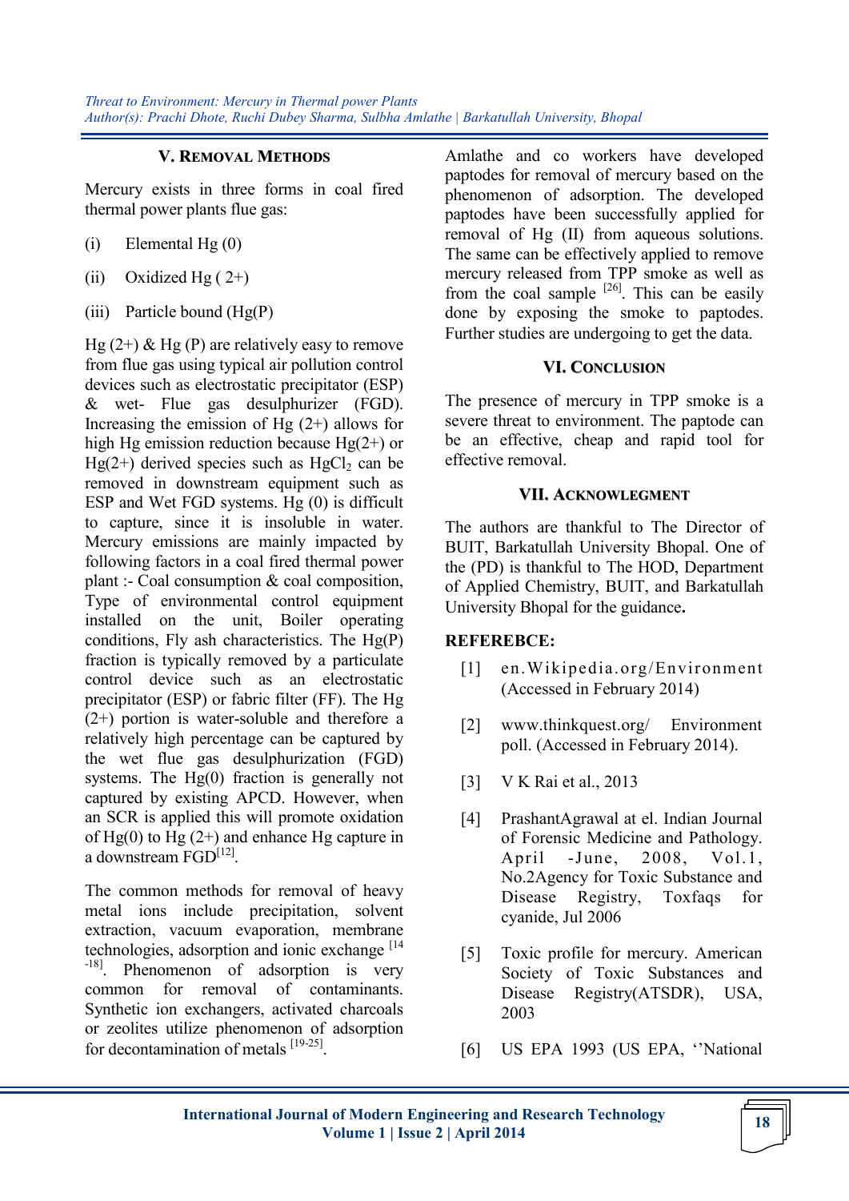## V. Removal Methods

Mercury exists in three forms in coal fired thermal power plants flue gas:

(i) Elemental Hg (0)

(ii) Oxidized Hg ( 2+)

(iii) Particle bound (Hg(P)

Hg (2+) & Hg (P) are relatively easy to remove from flue gas using typical air pollution control devices such as electrostatic precipitator (ESP) & wet- Flue gas desulphurizer (FGD). Increasing the emission of Hg (2+) allows for high Hg emission reduction because Hg(2+) or Hg(2+) derived species such as $HgCl_2$ can be removed in downstream equipment such as ESP and Wet FGD systems. Hg (0) is difficult to capture, since it is insoluble in water. Mercury emissions are mainly impacted by following factors in a coal fired thermal power plant :- Coal consumption & coal composition, Type of environmental control equipment installed on the unit, Boiler operating conditions, Fly ash characteristics. The Hg(P) fraction is typically removed by a particulate control device such as an electrostatic precipitator (ESP) or fabric filter (FF). The Hg (2+) portion is water-soluble and therefore a relatively high percentage can be captured by the wet flue gas desulphurization (FGD) systems. The Hg(0) fraction is generally not captured by existing APCD. However, when an SCR is applied this will promote oxidation of Hg(0) to Hg (2+) and enhance Hg capture in a downstream FGD[12].

The common methods for removal of heavy metal ions include precipitation, solvent extraction, vacuum evaporation, membrane technologies, adsorption and ionic exchange [14-18]. Phenomenon of adsorption is very common for removal of contaminants. Synthetic ion exchangers, activated charcoals or zeolites utilize phenomenon of adsorption for decontamination of metals [19-25].

Amlathe and co workers have developed paptodes for removal of mercury based on the phenomenon of adsorption. The developed paptodes have been successfully applied for removal of Hg (II) from aqueous solutions. The same can be effectively applied to remove mercury released from TPP smoke as well as from the coal sample [26]. This can be easily done by exposing the smoke to paptodes. Further studies are undergoing to get the data.

## VI. Conclusion

The presence of mercury in TPP smoke is a severe threat to environment. The paptode can be an effective, cheap and rapid tool for effective removal.

## VII. Acknowlegment

The authors are thankful to The Director of BUIT, Barkatullah University Bhopal. One of the (PD) is thankful to The HOD, Department of Applied Chemistry, BUIT, and Barkatullah University Bhopal for the guidance**.**

**REFEREBCE:**

[1] en.Wikipedia.org/Environment (Accessed in February 2014)

[2] www.thinkquest.org/ Environment poll. (Accessed in February 2014).

[3] V K Rai et al., 2013

[4] PrashantAgrawal at el. Indian Journal of Forensic Medicine and Pathology. April -June, 2008, Vol.1, No.2Agency for Toxic Substance and Disease Registry, Toxfaqs for cyanide, Jul 2006

[5] Toxic profile for mercury. American Society of Toxic Substances and Disease Registry(ATSDR), USA, 2003

[6] US EPA 1993 (US EPA, ''National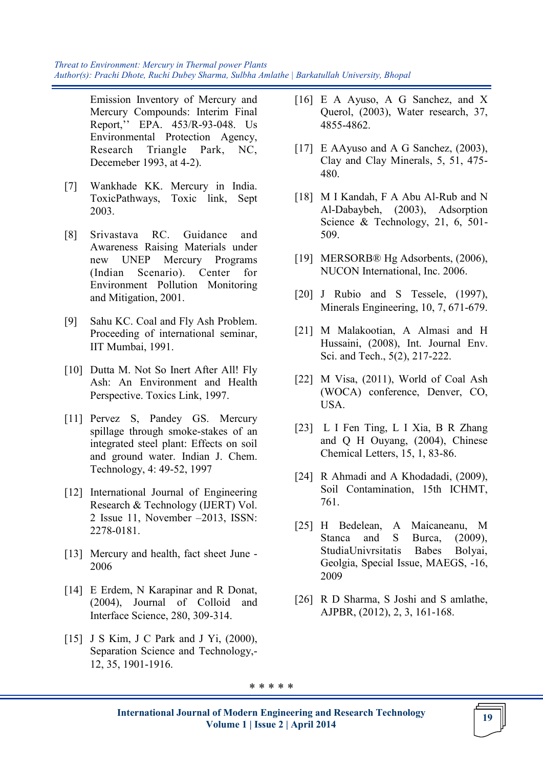Emission Inventory of Mercury and Mercury Compounds: Interim Final Report,'' EPA. 453/R-93-048. Us Environmental Protection Agency, Research Triangle Park, NC, Decemeber 1993, at 4-2).

[7] Wankhade KK. Mercury in India. ToxicPathways, Toxic link, Sept 2003.

[8] Srivastava RC. Guidance and Awareness Raising Materials under new UNEP Mercury Programs (Indian Scenario). Center for Environment Pollution Monitoring and Mitigation, 2001.

[9] Sahu KC. Coal and Fly Ash Problem. Proceeding of international seminar, IIT Mumbai, 1991.

[10] Dutta M. Not So Inert After All! Fly Ash: An Environment and Health Perspective. Toxics Link, 1997.

[11] Pervez S, Pandey GS. Mercury spillage through smoke-stakes of an integrated steel plant: Effects on soil and ground water. Indian J. Chem. Technology, 4: 49-52, 1997

[12] International Journal of Engineering Research & Technology (IJERT) Vol. 2 Issue 11, November –2013, ISSN: 2278-0181.

[13] Mercury and health, fact sheet June - 2006

[14] E Erdem, N Karapinar and R Donat, (2004), Journal of Colloid and Interface Science, 280, 309-314.

[15] J S Kim, J C Park and J Yi, (2000), Separation Science and Technology,- 12, 35, 1901-1916.

[16] E A Ayuso, A G Sanchez, and X Querol, (2003), Water research, 37, 4855-4862.

[17] E AAyuso and A G Sanchez, (2003), Clay and Clay Minerals, 5, 51, 475-480.

[18] M I Kandah, F A Abu Al-Rub and N Al-Dabaybeh, (2003), Adsorption Science & Technology, 21, 6, 501-509.

[19] MERSORB® Hg Adsorbents, (2006), NUCON International, Inc. 2006.

[20] J Rubio and S Tessele, (1997), Minerals Engineering, 10, 7, 671-679.

[21] M Malakootian, A Almasi and H Hussaini, (2008), Int. Journal Env. Sci. and Tech., 5(2), 217-222.

[22] M Visa, (2011), World of Coal Ash (WOCA) conference, Denver, CO, USA.

[23] L I Fen Ting, L I Xia, B R Zhang and Q H Ouyang, (2004), Chinese Chemical Letters, 15, 1, 83-86.

[24] R Ahmadi and A Khodadadi, (2009), Soil Contamination, 15th ICHMT, 761.

[25] H Bedelean, A Maicaneanu, M Stanca and S Burca, (2009), StudiaUnivrsitatis Babes Bolyai, Geolgia, Special Issue, MAEGS, -16, 2009

[26] R D Sharma, S Joshi and S amlathe, AJPBR, (2012), 2, 3, 161-168.

\* \* \* \* \*